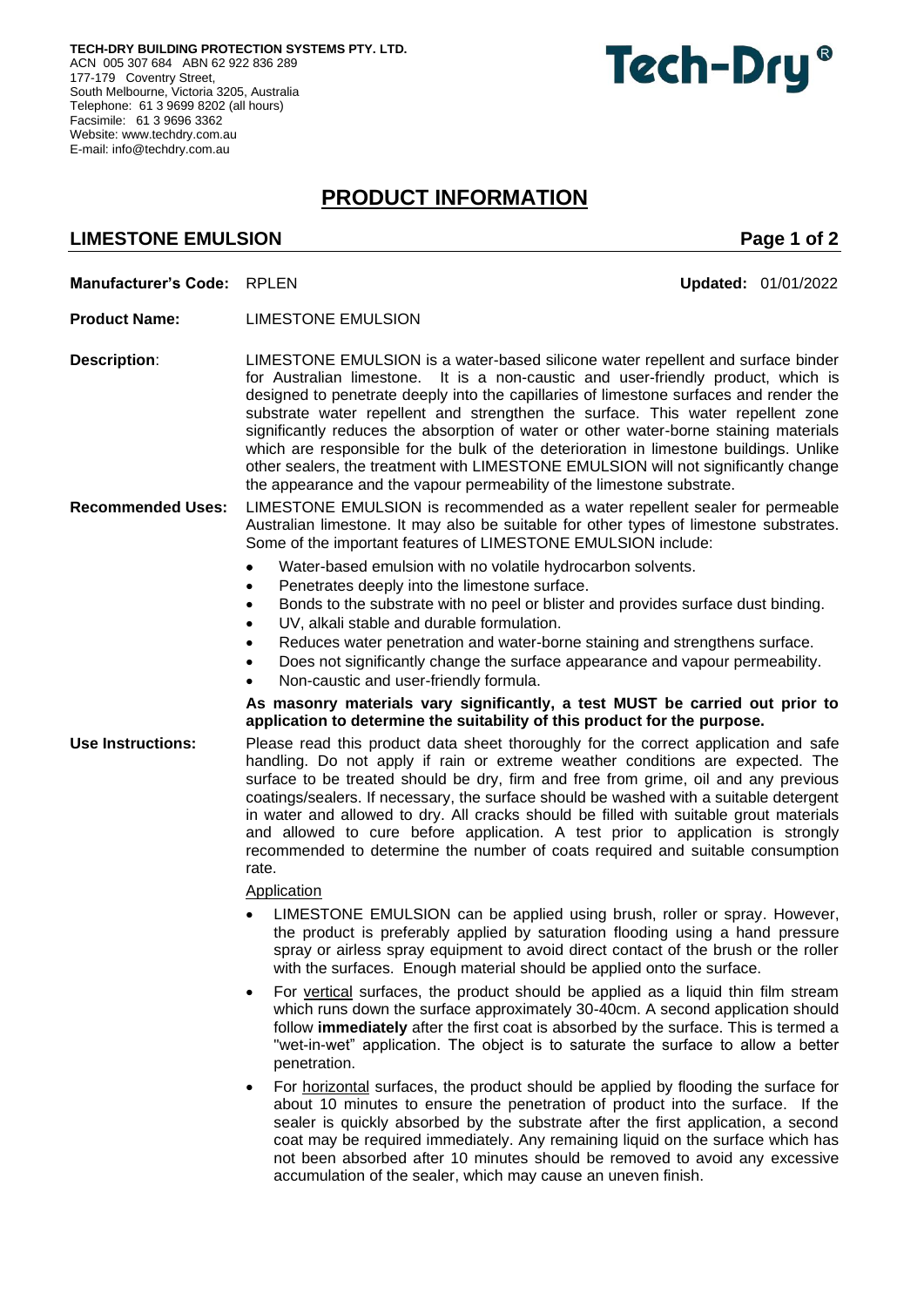**TECH-DRY BUILDING PROTECTION SYSTEMS PTY. LTD.**
ACN 005 307 684 ABN 62 922 836 289
177-179 Coventry Street,
South Melbourne, Victoria 3205, Australia
Telephone: 61 3 9699 8202 (all hours)
Facsimile: 61 3 9696 3362
Website: www.techdry.com.au
E-mail: info@techdry.com.au

**Tech-Dry®**

# PRODUCT INFORMATION

## LIMESTONE EMULSION

**Manufacturer's Code:** RPLEN **Updated:** 01/01/2022

**Product Name:** LIMESTONE EMULSION

**Description:** LIMESTONE EMULSION is a water-based silicone water repellent and surface binder for Australian limestone. It is a non-caustic and user-friendly product, which is designed to penetrate deeply into the capillaries of limestone surfaces and render the substrate water repellent and strengthen the surface. This water repellent zone significantly reduces the absorption of water or other water-borne staining materials which are responsible for the bulk of the deterioration in limestone buildings. Unlike other sealers, the treatment with LIMESTONE EMULSION will not significantly change the appearance and the vapour permeability of the limestone substrate.

**Recommended Uses:** LIMESTONE EMULSION is recommended as a water repellent sealer for permeable Australian limestone. It may also be suitable for other types of limestone substrates. Some of the important features of LIMESTONE EMULSION include:

- Water-based emulsion with no volatile hydrocarbon solvents.
- Penetrates deeply into the limestone surface.
- Bonds to the substrate with no peel or blister and provides surface dust binding.
- UV, alkali stable and durable formulation.
- Reduces water penetration and water-borne staining and strengthens surface.
- Does not significantly change the surface appearance and vapour permeability.
- Non-caustic and user-friendly formula.

**As masonry materials vary significantly, a test MUST be carried out prior to application to determine the suitability of this product for the purpose.**

**Use Instructions:** Please read this product data sheet thoroughly for the correct application and safe handling. Do not apply if rain or extreme weather conditions are expected. The surface to be treated should be dry, firm and free from grime, oil and any previous coatings/sealers. If necessary, the surface should be washed with a suitable detergent in water and allowed to dry. All cracks should be filled with suitable grout materials and allowed to cure before application. A test prior to application is strongly recommended to determine the number of coats required and suitable consumption rate.

Application

- LIMESTONE EMULSION can be applied using brush, roller or spray. However, the product is preferably applied by saturation flooding using a hand pressure spray or airless spray equipment to avoid direct contact of the brush or the roller with the surfaces. Enough material should be applied onto the surface.
- For vertical surfaces, the product should be applied as a liquid thin film stream which runs down the surface approximately 30-40cm. A second application should follow **immediately** after the first coat is absorbed by the surface. This is termed a "wet-in-wet" application. The object is to saturate the surface to allow a better penetration.
- For horizontal surfaces, the product should be applied by flooding the surface for about 10 minutes to ensure the penetration of product into the surface. If the sealer is quickly absorbed by the substrate after the first application, a second coat may be required immediately. Any remaining liquid on the surface which has not been absorbed after 10 minutes should be removed to avoid any excessive accumulation of the sealer, which may cause an uneven finish.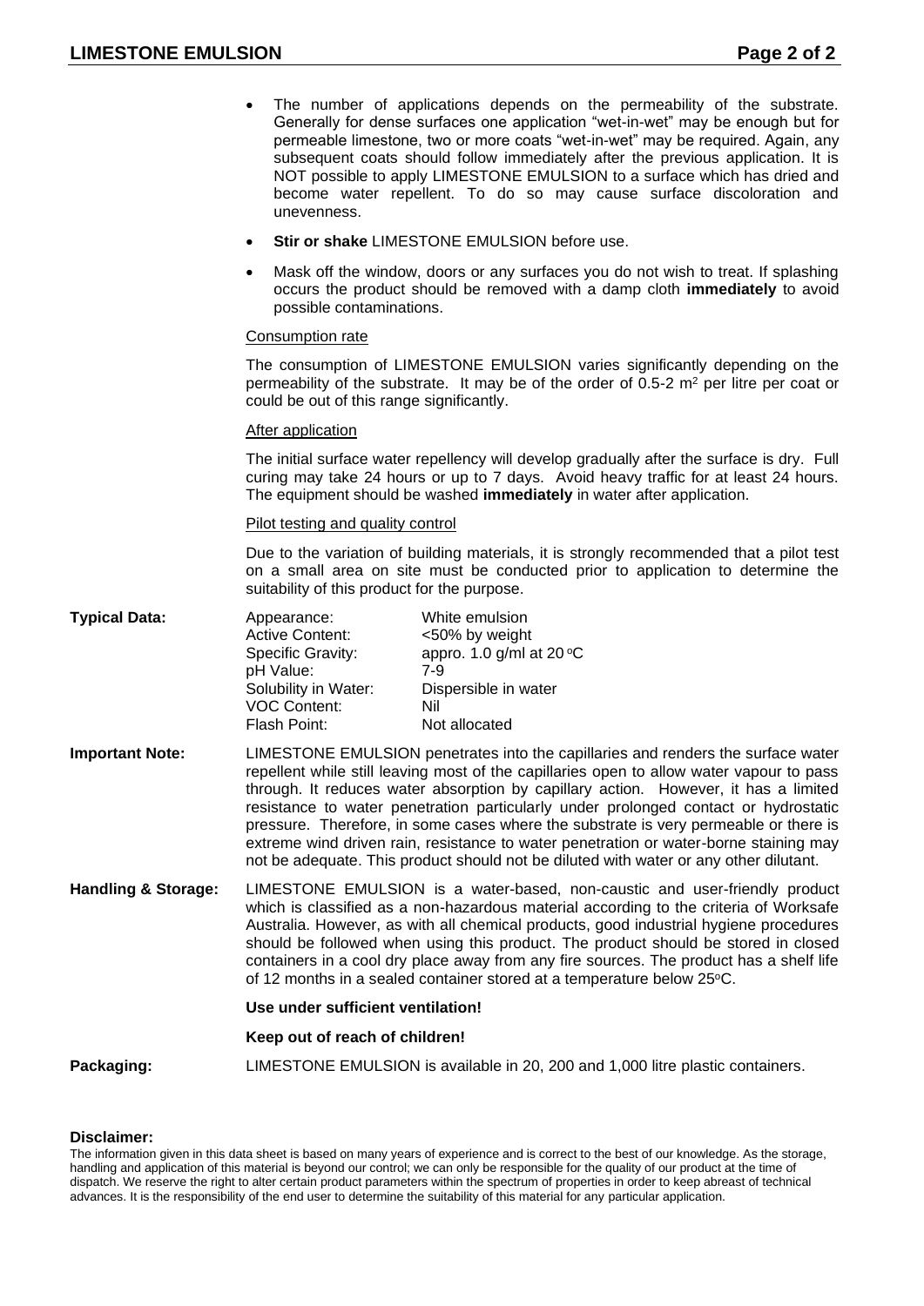- The number of applications depends on the permeability of the substrate. Generally for dense surfaces one application "wet-in-wet" may be enough but for permeable limestone, two or more coats "wet-in-wet" may be required. Again, any subsequent coats should follow immediately after the previous application. It is NOT possible to apply LIMESTONE EMULSION to a surface which has dried and become water repellent. To do so may cause surface discoloration and unevenness.
- **Stir or shake** LIMESTONE EMULSION before use.
- Mask off the window, doors or any surfaces you do not wish to treat. If splashing occurs the product should be removed with a damp cloth **immediately** to avoid possible contaminations.

Consumption rate

The consumption of LIMESTONE EMULSION varies significantly depending on the permeability of the substrate. It may be of the order of 0.5-2 $m^2$ per litre per coat or could be out of this range significantly.

After application

The initial surface water repellency will develop gradually after the surface is dry. Full curing may take 24 hours or up to 7 days. Avoid heavy traffic for at least 24 hours. The equipment should be washed **immediately** in water after application.

Pilot testing and quality control

Due to the variation of building materials, it is strongly recommended that a pilot test on a small area on site must be conducted prior to application to determine the suitability of this product for the purpose.

**Typical Data:**

| | |
|---|---|
| Appearance: | White emulsion |
| Active Content: | <50% by weight |
| Specific Gravity: | appro. 1.0 g/ml at 20 °C |
| pH Value: | 7-9 |
| Solubility in Water: | Dispersible in water |
| VOC Content: | Nil |
| Flash Point: | Not allocated |

**Important Note:** LIMESTONE EMULSION penetrates into the capillaries and renders the surface water repellent while still leaving most of the capillaries open to allow water vapour to pass through. It reduces water absorption by capillary action. However, it has a limited resistance to water penetration particularly under prolonged contact or hydrostatic pressure. Therefore, in some cases where the substrate is very permeable or there is extreme wind driven rain, resistance to water penetration or water-borne staining may not be adequate. This product should not be diluted with water or any other dilutant.

**Handling & Storage:** LIMESTONE EMULSION is a water-based, non-caustic and user-friendly product which is classified as a non-hazardous material according to the criteria of Worksafe Australia. However, as with all chemical products, good industrial hygiene procedures should be followed when using this product. The product should be stored in closed containers in a cool dry place away from any fire sources. The product has a shelf life of 12 months in a sealed container stored at a temperature below 25°C.

**Use under sufficient ventilation!**

**Keep out of reach of children!**

**Packaging:** LIMESTONE EMULSION is available in 20, 200 and 1,000 litre plastic containers.

**Disclaimer:**

The information given in this data sheet is based on many years of experience and is correct to the best of our knowledge. As the storage, handling and application of this material is beyond our control; we can only be responsible for the quality of our product at the time of dispatch. We reserve the right to alter certain product parameters within the spectrum of properties in order to keep abreast of technical advances. It is the responsibility of the end user to determine the suitability of this material for any particular application.